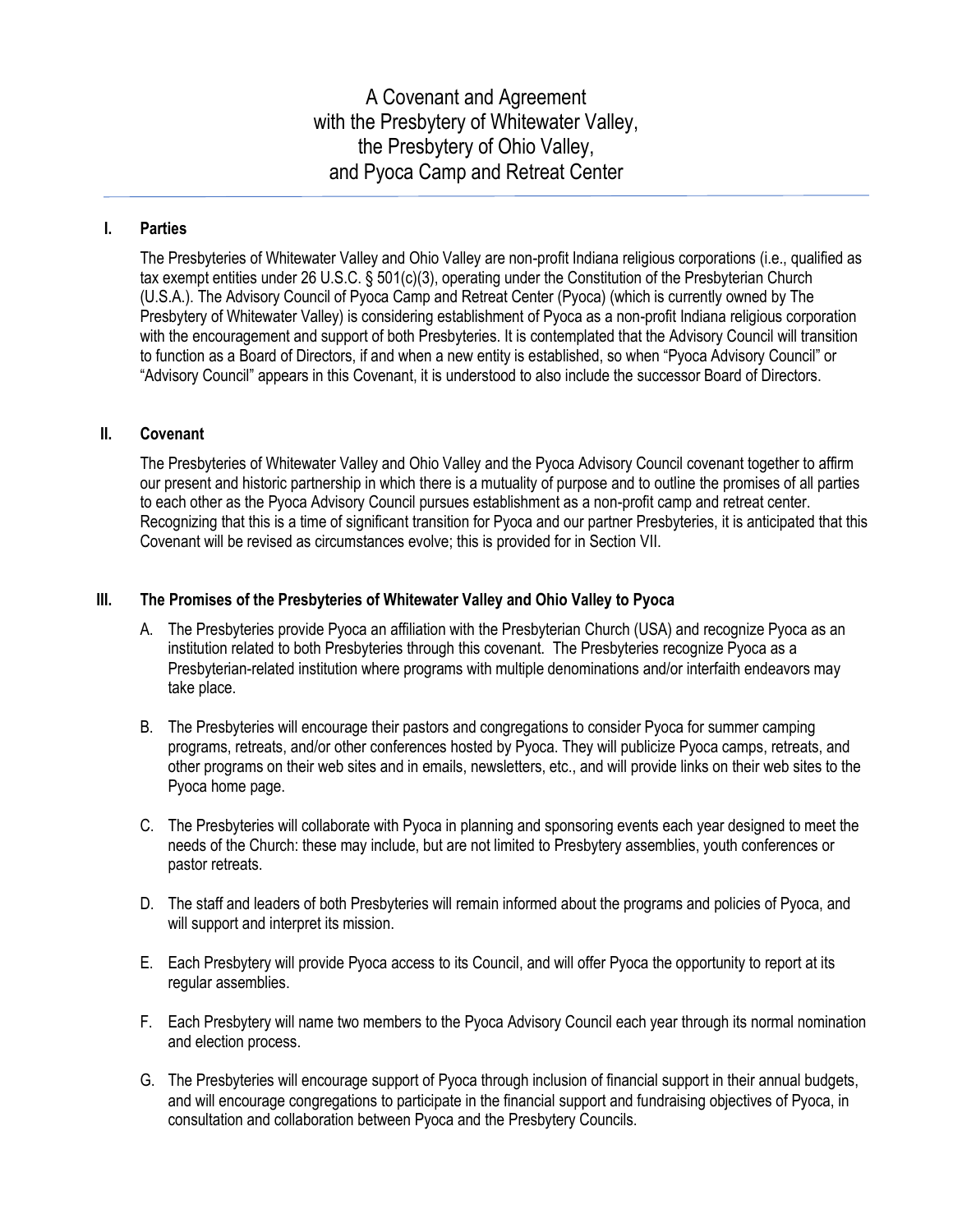# A Covenant and Agreement with the Presbytery of Whitewater Valley, the Presbytery of Ohio Valley, and Pyoca Camp and Retreat Center

## I. Parties

The Presbyteries of Whitewater Valley and Ohio Valley are non-profit Indiana religious corporations (i.e., qualified as tax exempt entities under 26 U.S.C. § 501(c)(3), operating under the Constitution of the Presbyterian Church (U.S.A.). The Advisory Council of Pyoca Camp and Retreat Center (Pyoca) (which is currently owned by The Presbytery of Whitewater Valley) is considering establishment of Pyoca as a non-profit Indiana religious corporation with the encouragement and support of both Presbyteries. It is contemplated that the Advisory Council will transition to function as a Board of Directors, if and when a new entity is established, so when "Pyoca Advisory Council" or "Advisory Council" appears in this Covenant, it is understood to also include the successor Board of Directors.

## II. Covenant

The Presbyteries of Whitewater Valley and Ohio Valley and the Pyoca Advisory Council covenant together to affirm our present and historic partnership in which there is a mutuality of purpose and to outline the promises of all parties to each other as the Pyoca Advisory Council pursues establishment as a non-profit camp and retreat center. Recognizing that this is a time of significant transition for Pyoca and our partner Presbyteries, it is anticipated that this Covenant will be revised as circumstances evolve; this is provided for in Section VII.

## III. The Promises of the Presbyteries of Whitewater Valley and Ohio Valley to Pyoca

A. The Presbyteries provide Pyoca an affiliation with the Presbyterian Church (USA) and recognize Pyoca as an institution related to both Presbyteries through this covenant. The Presbyteries recognize Pyoca as a Presbyterian-related institution where programs with multiple denominations and/or interfaith endeavors may take place.

B. The Presbyteries will encourage their pastors and congregations to consider Pyoca for summer camping programs, retreats, and/or other conferences hosted by Pyoca. They will publicize Pyoca camps, retreats, and other programs on their web sites and in emails, newsletters, etc., and will provide links on their web sites to the Pyoca home page.

C. The Presbyteries will collaborate with Pyoca in planning and sponsoring events each year designed to meet the needs of the Church: these may include, but are not limited to Presbytery assemblies, youth conferences or pastor retreats.

D. The staff and leaders of both Presbyteries will remain informed about the programs and policies of Pyoca, and will support and interpret its mission.

E. Each Presbytery will provide Pyoca access to its Council, and will offer Pyoca the opportunity to report at its regular assemblies.

F. Each Presbytery will name two members to the Pyoca Advisory Council each year through its normal nomination and election process.

G. The Presbyteries will encourage support of Pyoca through inclusion of financial support in their annual budgets, and will encourage congregations to participate in the financial support and fundraising objectives of Pyoca, in consultation and collaboration between Pyoca and the Presbytery Councils.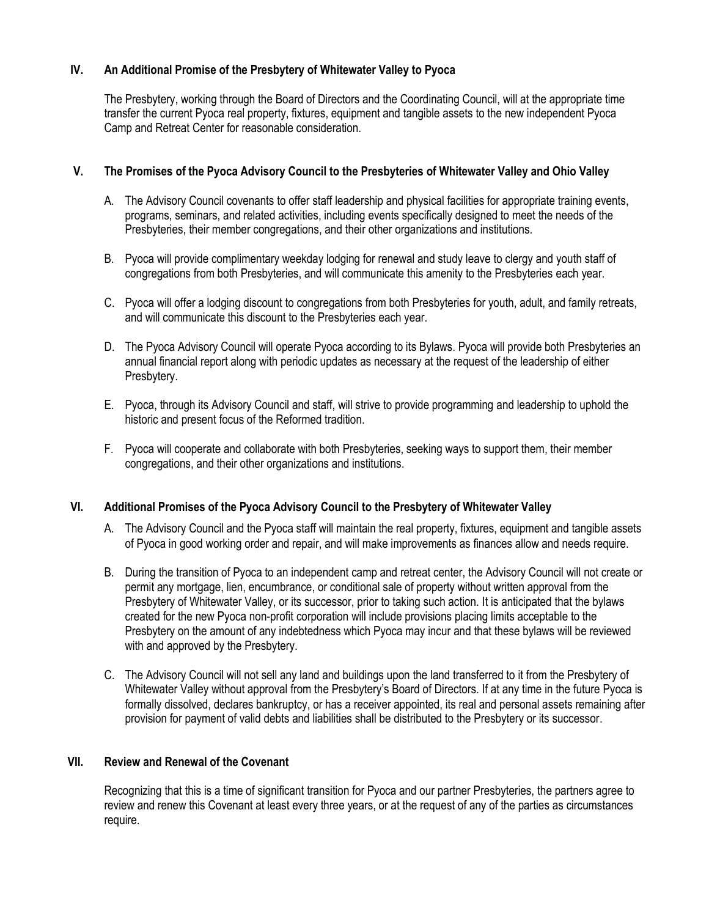## IV. An Additional Promise of the Presbytery of Whitewater Valley to Pyoca

The Presbytery, working through the Board of Directors and the Coordinating Council, will at the appropriate time transfer the current Pyoca real property, fixtures, equipment and tangible assets to the new independent Pyoca Camp and Retreat Center for reasonable consideration.

## V. The Promises of the Pyoca Advisory Council to the Presbyteries of Whitewater Valley and Ohio Valley

A. The Advisory Council covenants to offer staff leadership and physical facilities for appropriate training events, programs, seminars, and related activities, including events specifically designed to meet the needs of the Presbyteries, their member congregations, and their other organizations and institutions.

B. Pyoca will provide complimentary weekday lodging for renewal and study leave to clergy and youth staff of congregations from both Presbyteries, and will communicate this amenity to the Presbyteries each year.

C. Pyoca will offer a lodging discount to congregations from both Presbyteries for youth, adult, and family retreats, and will communicate this discount to the Presbyteries each year.

D. The Pyoca Advisory Council will operate Pyoca according to its Bylaws. Pyoca will provide both Presbyteries an annual financial report along with periodic updates as necessary at the request of the leadership of either Presbytery.

E. Pyoca, through its Advisory Council and staff, will strive to provide programming and leadership to uphold the historic and present focus of the Reformed tradition.

F. Pyoca will cooperate and collaborate with both Presbyteries, seeking ways to support them, their member congregations, and their other organizations and institutions.

## VI. Additional Promises of the Pyoca Advisory Council to the Presbytery of Whitewater Valley

A. The Advisory Council and the Pyoca staff will maintain the real property, fixtures, equipment and tangible assets of Pyoca in good working order and repair, and will make improvements as finances allow and needs require.

B. During the transition of Pyoca to an independent camp and retreat center, the Advisory Council will not create or permit any mortgage, lien, encumbrance, or conditional sale of property without written approval from the Presbytery of Whitewater Valley, or its successor, prior to taking such action. It is anticipated that the bylaws created for the new Pyoca non-profit corporation will include provisions placing limits acceptable to the Presbytery on the amount of any indebtedness which Pyoca may incur and that these bylaws will be reviewed with and approved by the Presbytery.

C. The Advisory Council will not sell any land and buildings upon the land transferred to it from the Presbytery of Whitewater Valley without approval from the Presbytery's Board of Directors. If at any time in the future Pyoca is formally dissolved, declares bankruptcy, or has a receiver appointed, its real and personal assets remaining after provision for payment of valid debts and liabilities shall be distributed to the Presbytery or its successor.

## VII. Review and Renewal of the Covenant

Recognizing that this is a time of significant transition for Pyoca and our partner Presbyteries, the partners agree to review and renew this Covenant at least every three years, or at the request of any of the parties as circumstances require.